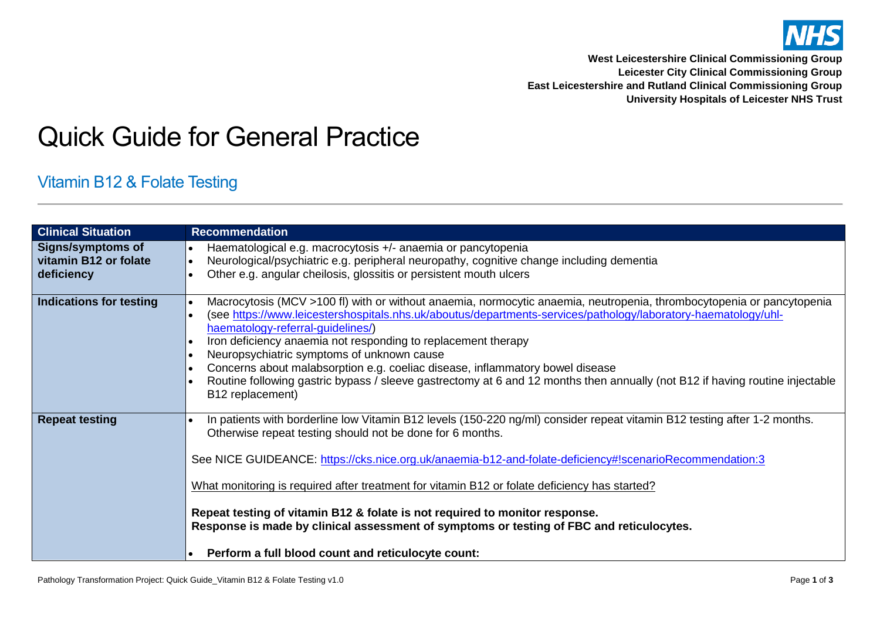West Leicestershire Clinical Commissioning Group
Leicester City Clinical Commissioning Group
East Leicestershire and Rutland Clinical Commissioning Group
University Hospitals of Leicester NHS Trust

# Quick Guide for General Practice

## Vitamin B12 & Folate Testing

| Clinical Situation | Recommendation |
|---|---|
| **Signs/symptoms of vitamin B12 or folate deficiency** | • Haematological e.g. macrocytosis +/- anaemia or pancytopenia<br>• Neurological/psychiatric e.g. peripheral neuropathy, cognitive change including dementia<br>• Other e.g. angular cheilosis, glossitis or persistent mouth ulcers |
| **Indications for testing** | • Macrocytosis (MCV >100 fl) with or without anaemia, normocytic anaemia, neutropenia, thrombocytopenia or pancytopenia<br>• (see https://www.leicestershospitals.nhs.uk/aboutus/departments-services/pathology/laboratory-haematology/uhl-haematology-referral-guidelines/)<br>• Iron deficiency anaemia not responding to replacement therapy<br>• Neuropsychiatric symptoms of unknown cause<br>• Concerns about malabsorption e.g. coeliac disease, inflammatory bowel disease<br>• Routine following gastric bypass / sleeve gastrectomy at 6 and 12 months then annually (not B12 if having routine injectable B12 replacement) |
| **Repeat testing** | • In patients with borderline low Vitamin B12 levels (150-220 ng/ml) consider repeat vitamin B12 testing after 1-2 months. Otherwise repeat testing should not be done for 6 months.<br><br>See NICE GUIDEANCE: https://cks.nice.org.uk/anaemia-b12-and-folate-deficiency#!scenarioRecommendation:3<br><br>What monitoring is required after treatment for vitamin B12 or folate deficiency has started?<br><br>**Repeat testing of vitamin B12 & folate is not required to monitor response.**<br>**Response is made by clinical assessment of symptoms or testing of FBC and reticulocytes.**<br><br>• **Perform a full blood count and reticulocyte count:** |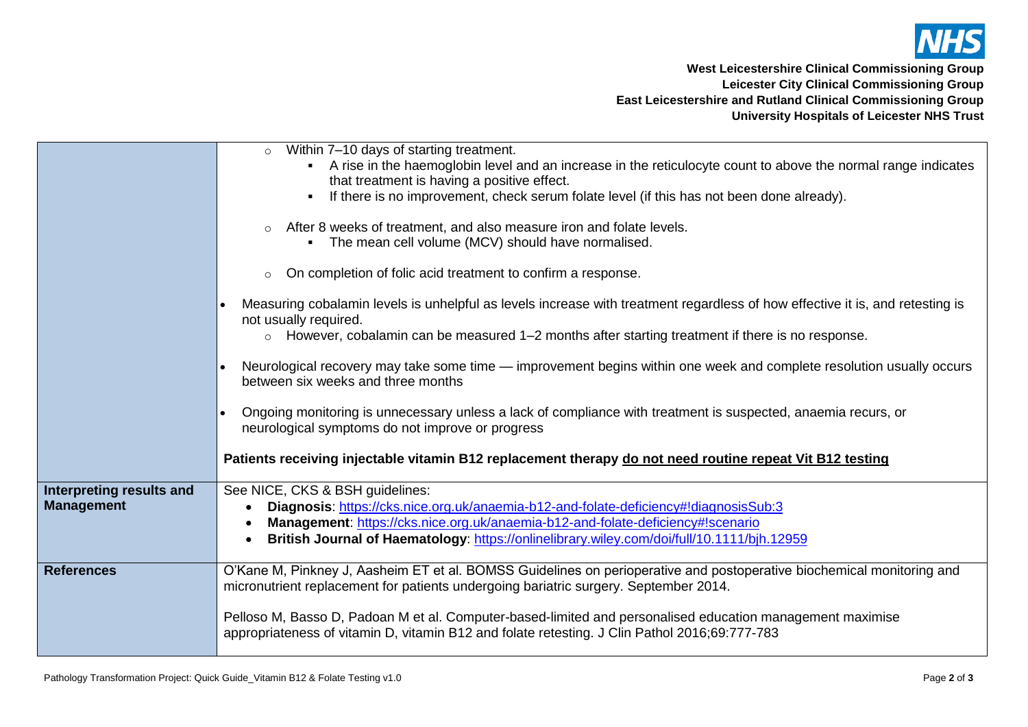| | |
|---|---|
| | ◦ Within 7–10 days of starting treatment.<br>&nbsp;&nbsp;&nbsp;&nbsp;▪ A rise in the haemoglobin level and an increase in the reticulocyte count to above the normal range indicates that treatment is having a positive effect.<br>&nbsp;&nbsp;&nbsp;&nbsp;▪ If there is no improvement, check serum folate level (if this has not been done already).<br><br>◦ After 8 weeks of treatment, and also measure iron and folate levels.<br>&nbsp;&nbsp;&nbsp;&nbsp;▪ The mean cell volume (MCV) should have normalised.<br><br>◦ On completion of folic acid treatment to confirm a response.<br><br>• Measuring cobalamin levels is unhelpful as levels increase with treatment regardless of how effective it is, and retesting is not usually required.<br>&nbsp;&nbsp;&nbsp;&nbsp;◦ However, cobalamin can be measured 1–2 months after starting treatment if there is no response.<br><br>• Neurological recovery may take some time — improvement begins within one week and complete resolution usually occurs between six weeks and three months<br><br>• Ongoing monitoring is unnecessary unless a lack of compliance with treatment is suspected, anaemia recurs, or neurological symptoms do not improve or progress<br><br>**Patients receiving injectable vitamin B12 replacement therapy <u>do not need routine repeat Vit B12 testing</u>** |
| **Interpreting results and Management** | See NICE, CKS & BSH guidelines:<br>• **Diagnosis**: https://cks.nice.org.uk/anaemia-b12-and-folate-deficiency#!diagnosisSub:3<br>• **Management**: https://cks.nice.org.uk/anaemia-b12-and-folate-deficiency#!scenario<br>• **British Journal of Haematology**: https://onlinelibrary.wiley.com/doi/full/10.1111/bjh.12959 |
| **References** | O'Kane M, Pinkney J, Aasheim ET et al. BOMSS Guidelines on perioperative and postoperative biochemical monitoring and micronutrient replacement for patients undergoing bariatric surgery. September 2014.<br><br>Pelloso M, Basso D, Padoan M et al. Computer-based-limited and personalised education management maximise appropriateness of vitamin D, vitamin B12 and folate retesting. J Clin Pathol 2016;69:777-783 |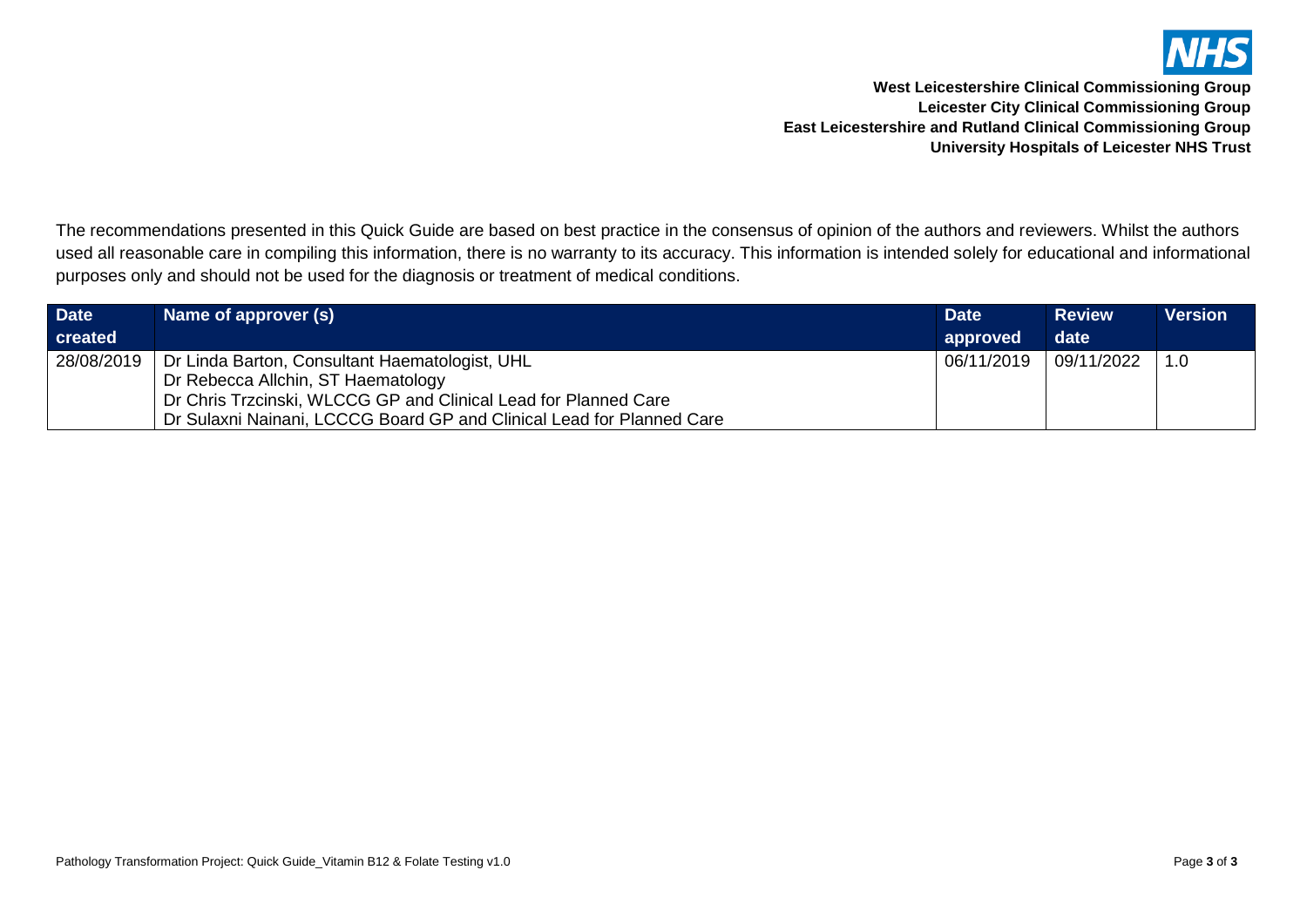**West Leicestershire Clinical Commissioning Group**
**Leicester City Clinical Commissioning Group**
**East Leicestershire and Rutland Clinical Commissioning Group**
**University Hospitals of Leicester NHS Trust**

The recommendations presented in this Quick Guide are based on best practice in the consensus of opinion of the authors and reviewers. Whilst the authors used all reasonable care in compiling this information, there is no warranty to its accuracy. This information is intended solely for educational and informational purposes only and should not be used for the diagnosis or treatment of medical conditions.

| Date created | Name of approver (s) | Date approved | Review date | Version |
|---|---|---|---|---|
| 28/08/2019 | Dr Linda Barton, Consultant Haematologist, UHL<br>Dr Rebecca Allchin, ST Haematology<br>Dr Chris Trzcinski, WLCCG GP and Clinical Lead for Planned Care<br>Dr Sulaxni Nainani, LCCCG Board GP and Clinical Lead for Planned Care | 06/11/2019 | 09/11/2022 | 1.0 |